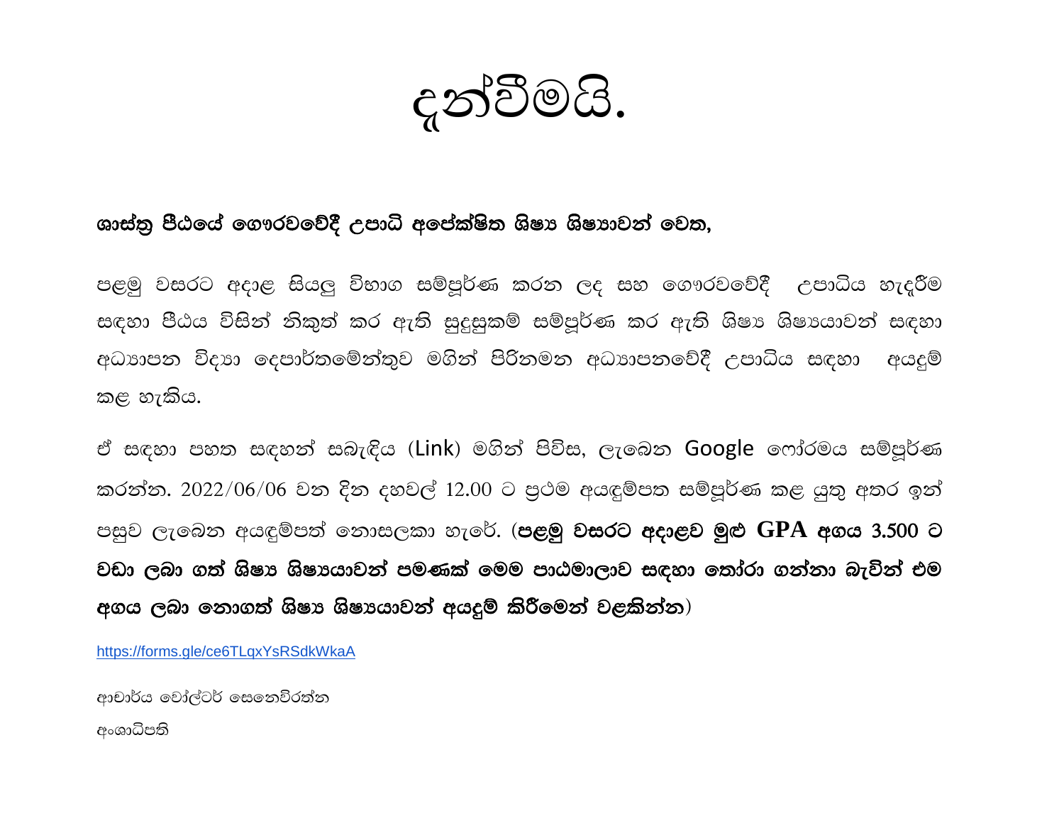# දැන්වීමයි.

**ශාස්ත්‍ර පීඨයේ ගෞරවවේදී උපාධි අපේක්ෂිත ශිෂ්‍ය ශිෂ්‍යාවන් වෙත,**

පළමු වසරට අදාළ සියලු විභාග සම්පූර්ණ කරන ලද සහ ගෞරවවේදී උපාධිය හැදෑරීම සඳහා පීඨය විසින් නිකුත් කර ඇති සුදුසුකම් සම්පූර්ණ කර ඇති ශිෂ්‍ය ශිෂ්‍යයාවන් සඳහා අධ්‍යාපන විද්‍යා දෙපාර්තමේන්තුව මගින් පිරිනමන අධ්‍යාපනවේදී උපාධිය සඳහා අයදුම් කළ හැකිය.

ඒ සඳහා පහත සඳහන් සබැඳිය (Link) මගින් පිවිස, ලැබෙන Google ෆෝරමය සම්පූර්ණ කරන්න. 2022/06/06 වන දින දහවල් 12.00 ට ප්‍රථම අයඳුම්පත සම්පූර්ණ කළ යුතු අතර ඉන් පසුව ලැබෙන අයඳුම්පත් නොසලකා හැරේ. (**පළමු වසරට අදාළව මුළු GPA අගය 3.500 ට වඩා ලබා ගත් ශිෂ්‍ය ශිෂ්‍යයාවන් පමණක් මෙම පාඨමාලාව සඳහා තෝරා ගන්නා බැවින් එම අගය ලබා නොගත් ශිෂ්‍ය ශිෂ්‍යයාවන් අයදුම් කිරීමෙන් වළකින්න**)

https://forms.gle/ce6TLqxYsRSdkWkaA

ආචාර්ය වෝල්ටර් සෙනෙවිරත්න

අංශාධිපති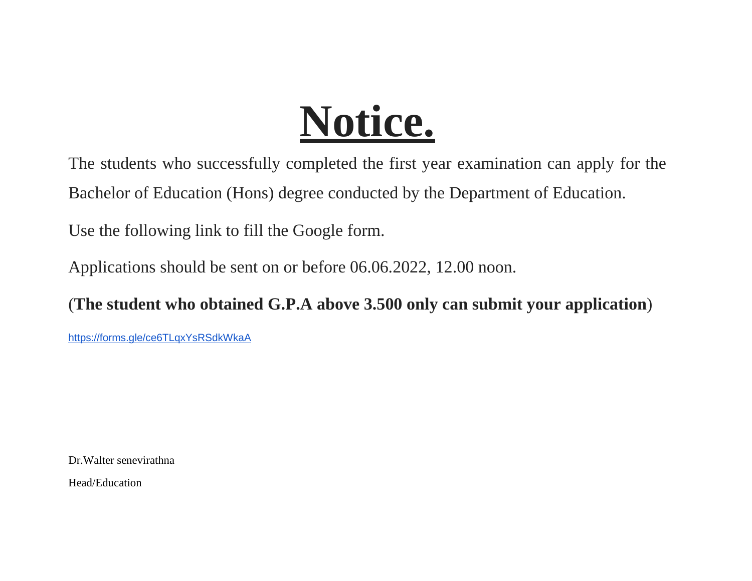# **Notice.**

The students who successfully completed the first year examination can apply for the Bachelor of Education (Hons) degree conducted by the Department of Education.

Use the following link to fill the Google form.

Applications should be sent on or before 06.06.2022, 12.00 noon.

(**The student who obtained G.P.A above 3.500 only can submit your application**)

https://forms.gle/ce6TLqxYsRSdkWkaA

Dr.Walter senevirathna

Head/Education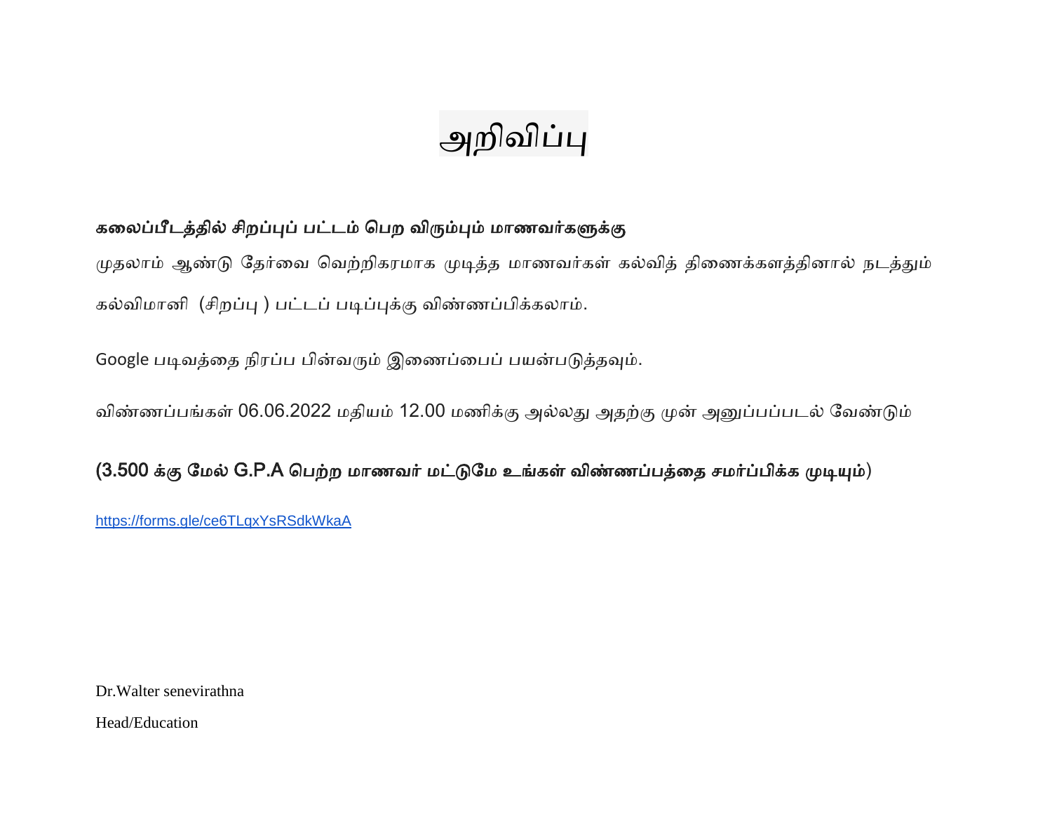# அறிவிப்பு

**கலைப்பீடத்தில் சிறப்புப் பட்டம் பெற விரும்பும் மாணவர்களுக்கு**

முதலாம் ஆண்டு தேர்வை வெற்றிகரமாக முடித்த மாணவர்கள் கல்வித் திணைக்களத்தினால் நடத்தும் கல்விமானி (சிறப்பு ) பட்டப் படிப்புக்கு விண்ணப்பிக்கலாம்.

Google படிவத்தை நிரப்ப பின்வரும் இணைப்பைப் பயன்படுத்தவும்.

விண்ணப்பங்கள் 06.06.2022 மதியம் 12.00 மணிக்கு அல்லது அதற்கு முன் அனுப்பப்படல் வேண்டும்

**(3.500 க்கு மேல் G.P.A பெற்ற மாணவர் மட்டுமே உங்கள் விண்ணப்பத்தை சமர்ப்பிக்க முடியும்)**

https://forms.gle/ce6TLqxYsRSdkWkaA

Dr.Walter senevirathna

Head/Education